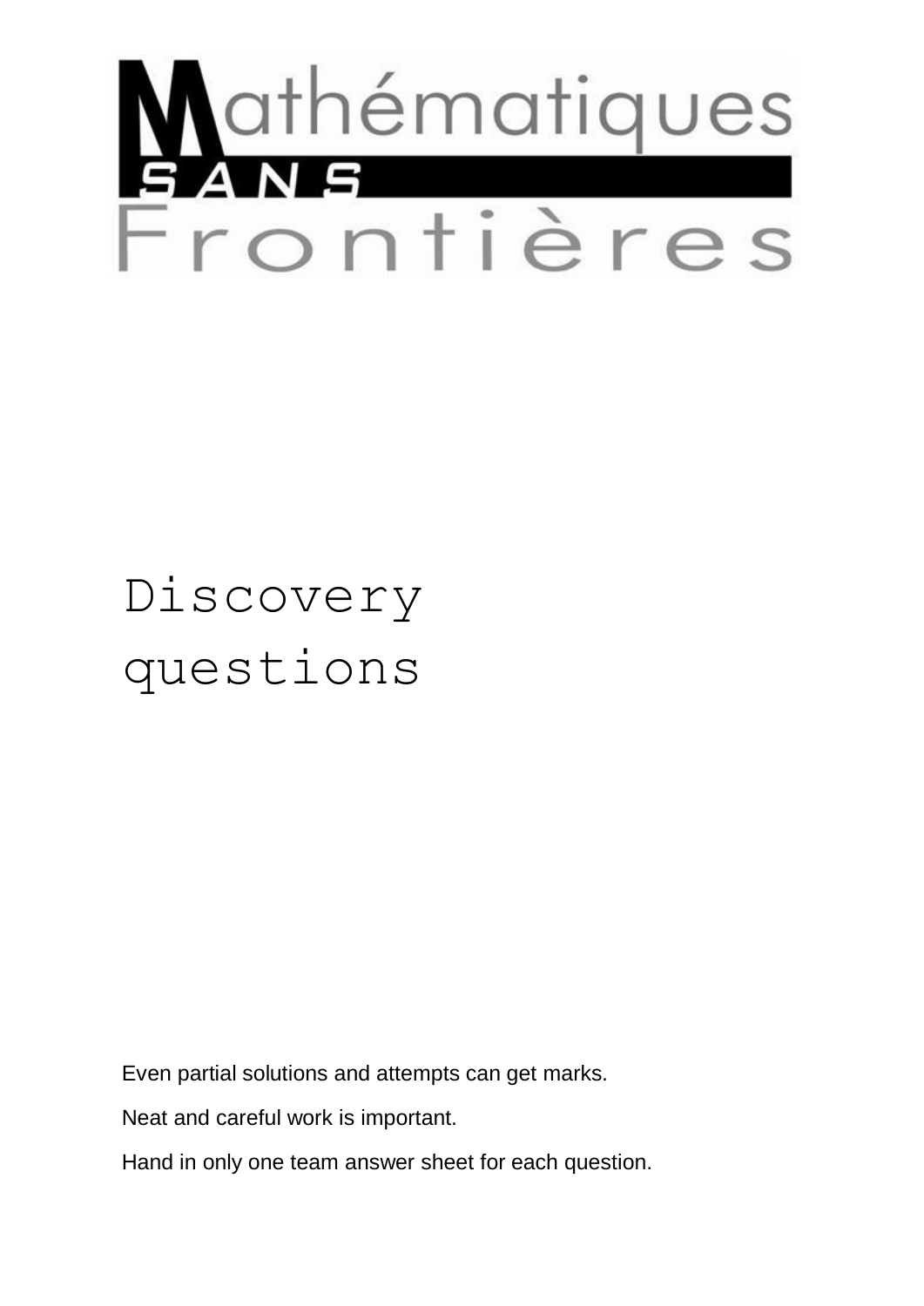# Mathématiques SANS Frontières

## Discovery questions

Even partial solutions and attempts can get marks.

Neat and careful work is important.

Hand in only one team answer sheet for each question.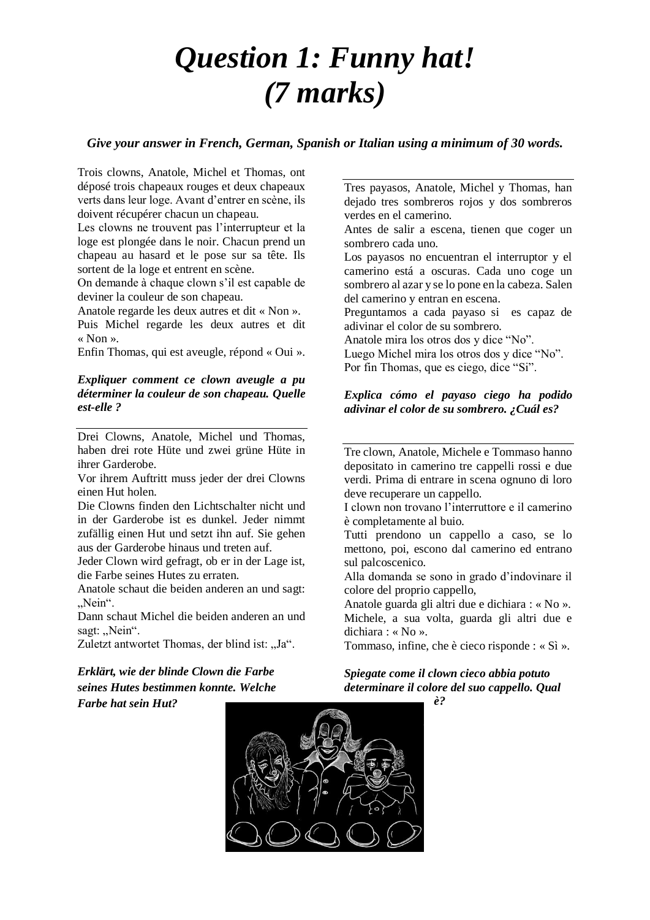# *Question 1: Funny hat!*
# *(7 marks)*

***Give your answer in French, German, Spanish or Italian using a minimum of 30 words.***

Trois clowns, Anatole, Michel et Thomas, ont déposé trois chapeaux rouges et deux chapeaux verts dans leur loge. Avant d'entrer en scène, ils doivent récupérer chacun un chapeau.

Les clowns ne trouvent pas l'interrupteur et la loge est plongée dans le noir. Chacun prend un chapeau au hasard et le pose sur sa tête. Ils sortent de la loge et entrent en scène.

On demande à chaque clown s'il est capable de deviner la couleur de son chapeau.

Anatole regarde les deux autres et dit « Non ».

Puis Michel regarde les deux autres et dit « Non ».

Enfin Thomas, qui est aveugle, répond « Oui ».

***Expliquer comment ce clown aveugle a pu déterminer la couleur de son chapeau. Quelle est-elle ?***

---

Drei Clowns, Anatole, Michel und Thomas, haben drei rote Hüte und zwei grüne Hüte in ihrer Garderobe.

Vor ihrem Auftritt muss jeder der drei Clowns einen Hut holen.

Die Clowns finden den Lichtschalter nicht und in der Garderobe ist es dunkel. Jeder nimmt zufällig einen Hut und setzt ihn auf. Sie gehen aus der Garderobe hinaus und treten auf.

Jeder Clown wird gefragt, ob er in der Lage ist, die Farbe seines Hutes zu erraten.

Anatole schaut die beiden anderen an und sagt: „Nein".

Dann schaut Michel die beiden anderen an und sagt: „Nein".

Zuletzt antwortet Thomas, der blind ist: „Ja".

***Erklärt, wie der blinde Clown die Farbe seines Hutes bestimmen konnte. Welche Farbe hat sein Hut?***

---

Tres payasos, Anatole, Michel y Thomas, han dejado tres sombreros rojos y dos sombreros verdes en el camerino.

Antes de salir a escena, tienen que coger un sombrero cada uno.

Los payasos no encuentran el interruptor y el camerino está a oscuras. Cada uno coge un sombrero al azar y se lo pone en la cabeza. Salen del camerino y entran en escena.

Preguntamos a cada payaso si es capaz de adivinar el color de su sombrero.

Anatole mira los otros dos y dice "No".

Luego Michel mira los otros dos y dice "No".

Por fin Thomas, que es ciego, dice "Si".

***Explica cómo el payaso ciego ha podido adivinar el color de su sombrero. ¿Cuál es?***

---

Tre clown, Anatole, Michele e Tommaso hanno depositato in camerino tre cappelli rossi e due verdi. Prima di entrare in scena ognuno di loro deve recuperare un cappello.

I clown non trovano l'interruttore e il camerino è completamente al buio.

Tutti prendono un cappello a caso, se lo mettono, poi, escono dal camerino ed entrano sul palcoscenico.

Alla domanda se sono in grado d'indovinare il colore del proprio cappello,

Anatole guarda gli altri due e dichiara : « No ».

Michele, a sua volta, guarda gli altri due e dichiara : « No ».

Tommaso, infine, che è cieco risponde : « Sì ».

***Spiegate come il clown cieco abbia potuto determinare il colore del suo cappello. Qual è?***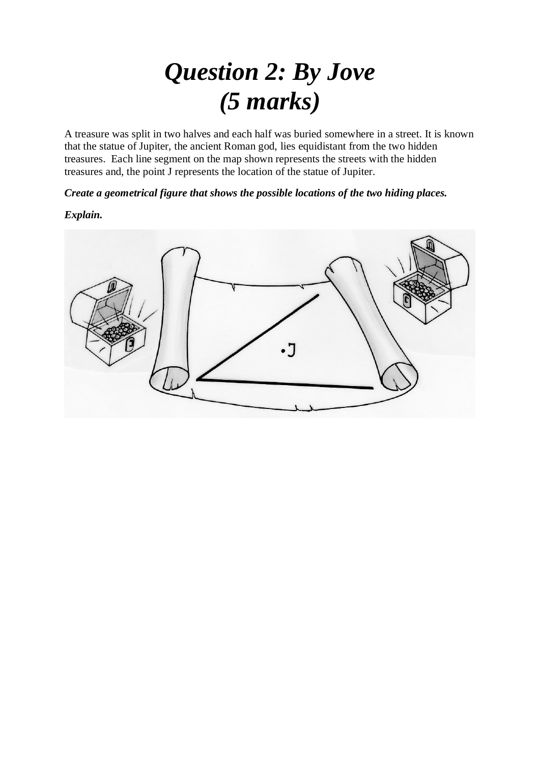# *Question 2: By Jove (5 marks)*

A treasure was split in two halves and each half was buried somewhere in a street. It is known that the statue of Jupiter, the ancient Roman god, lies equidistant from the two hidden treasures. Each line segment on the map shown represents the streets with the hidden treasures and, the point J represents the location of the statue of Jupiter.

***Create a geometrical figure that shows the possible locations of the two hiding places.***

***Explain.***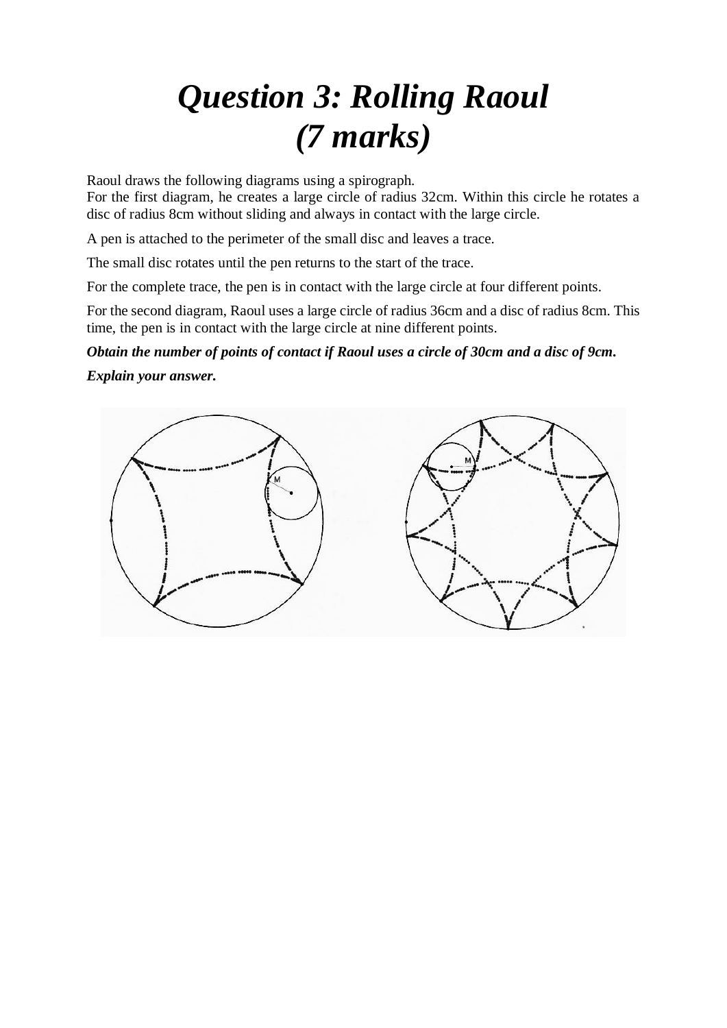# *Question 3: Rolling Raoul (7 marks)*

Raoul draws the following diagrams using a spirograph.

For the first diagram, he creates a large circle of radius 32cm. Within this circle he rotates a disc of radius 8cm without sliding and always in contact with the large circle.

A pen is attached to the perimeter of the small disc and leaves a trace.

The small disc rotates until the pen returns to the start of the trace.

For the complete trace, the pen is in contact with the large circle at four different points.

For the second diagram, Raoul uses a large circle of radius 36cm and a disc of radius 8cm. This time, the pen is in contact with the large circle at nine different points.

***Obtain the number of points of contact if Raoul uses a circle of 30cm and a disc of 9cm.***

***Explain your answer.***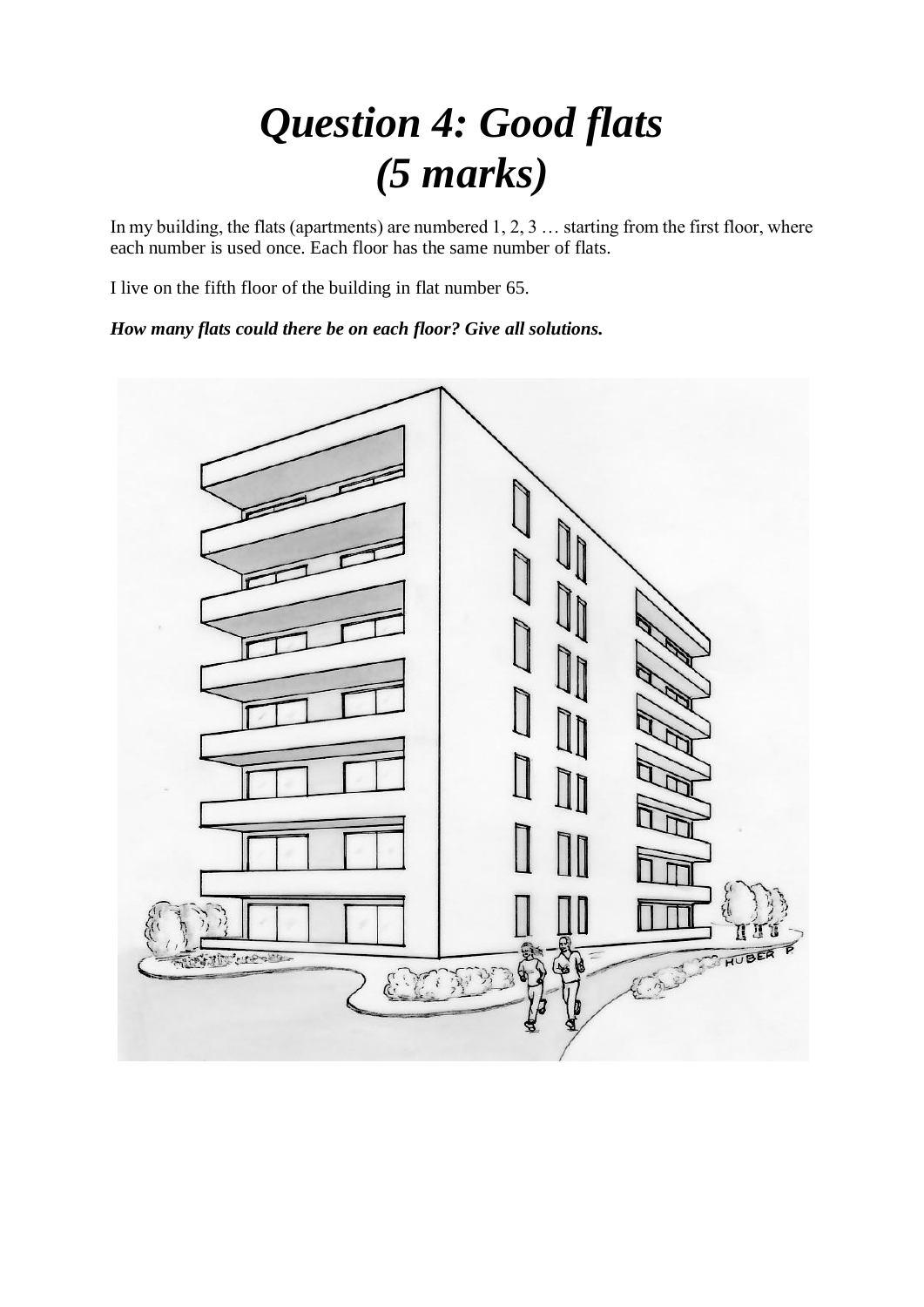# *Question 4: Good flats*
# *(5 marks)*

In my building, the flats (apartments) are numbered 1, 2, 3 … starting from the first floor, where each number is used once. Each floor has the same number of flats.

I live on the fifth floor of the building in flat number 65.

***How many flats could there be on each floor? Give all solutions.***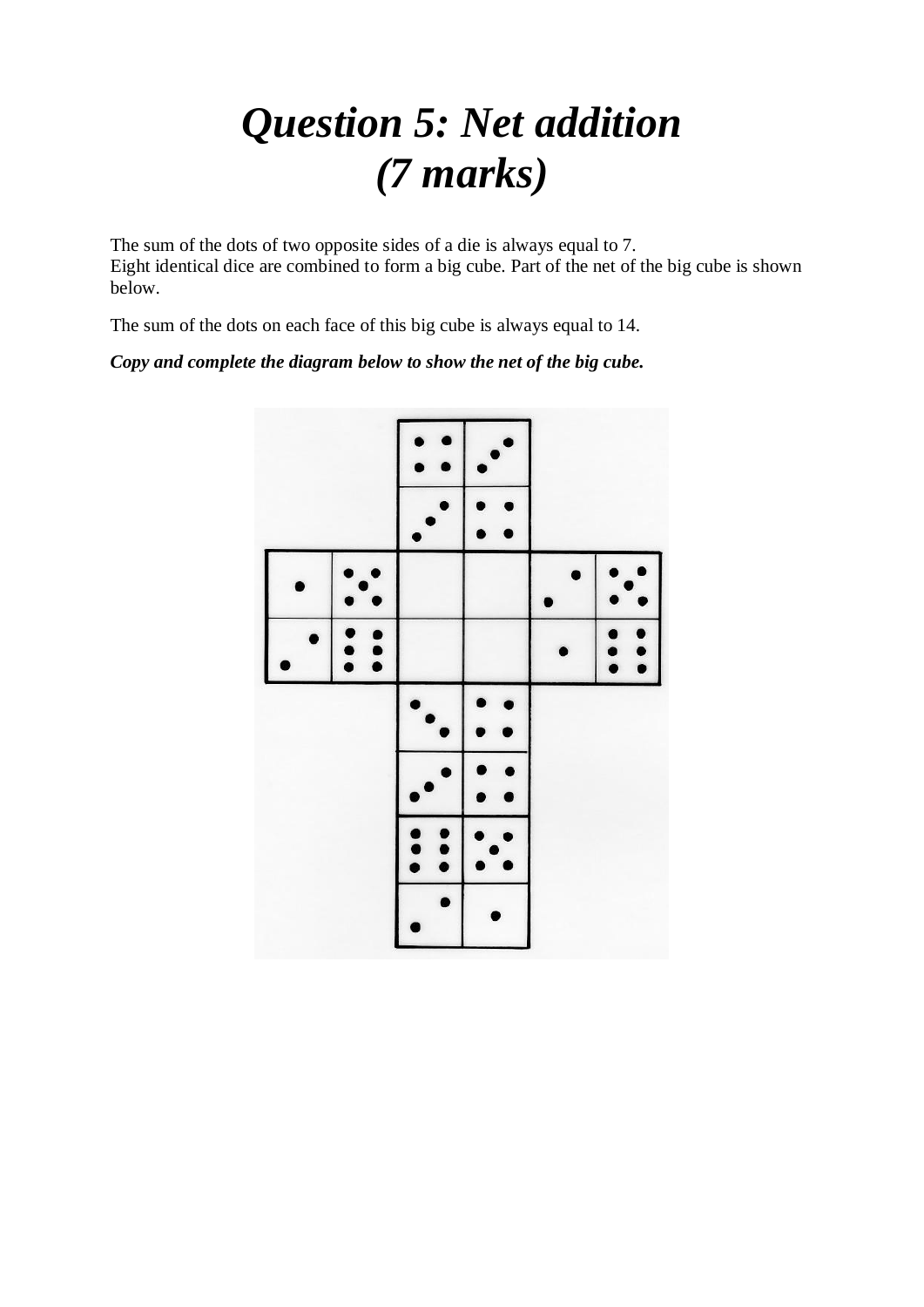# *Question 5: Net addition (7 marks)*

The sum of the dots of two opposite sides of a die is always equal to 7.
Eight identical dice are combined to form a big cube. Part of the net of the big cube is shown below.

The sum of the dots on each face of this big cube is always equal to 14.

***Copy and complete the diagram below to show the net of the big cube.***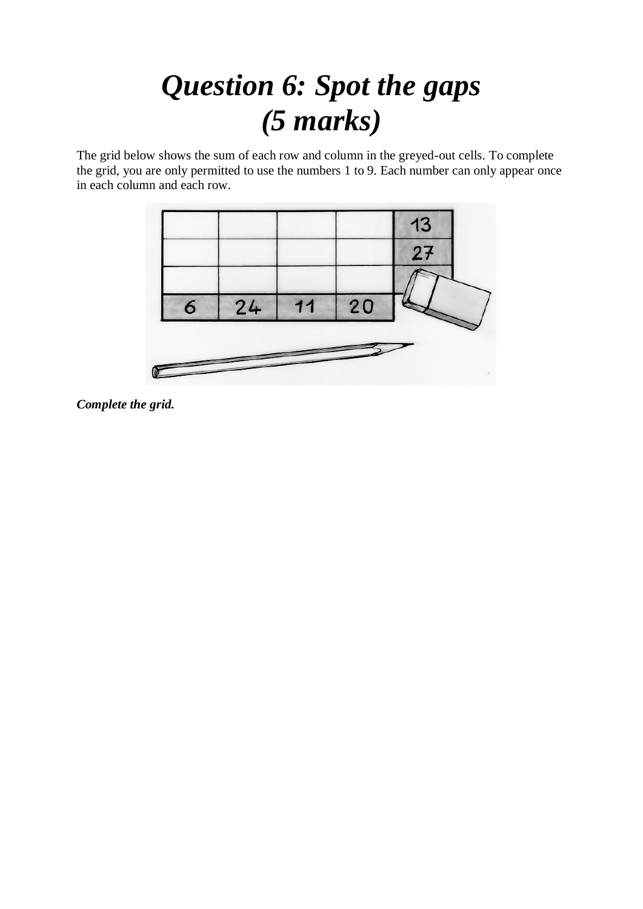# *Question 6: Spot the gaps*
# *(5 marks)*

The grid below shows the sum of each row and column in the greyed-out cells. To complete the grid, you are only permitted to use the numbers 1 to 9. Each number can only appear once in each column and each row.

| | | | | |
|---|---|---|---|---|
| | | | | 13 |
| | | | | 27 |
| | | | | |
| 6 | 24 | 11 | 20 | |

***Complete the grid.***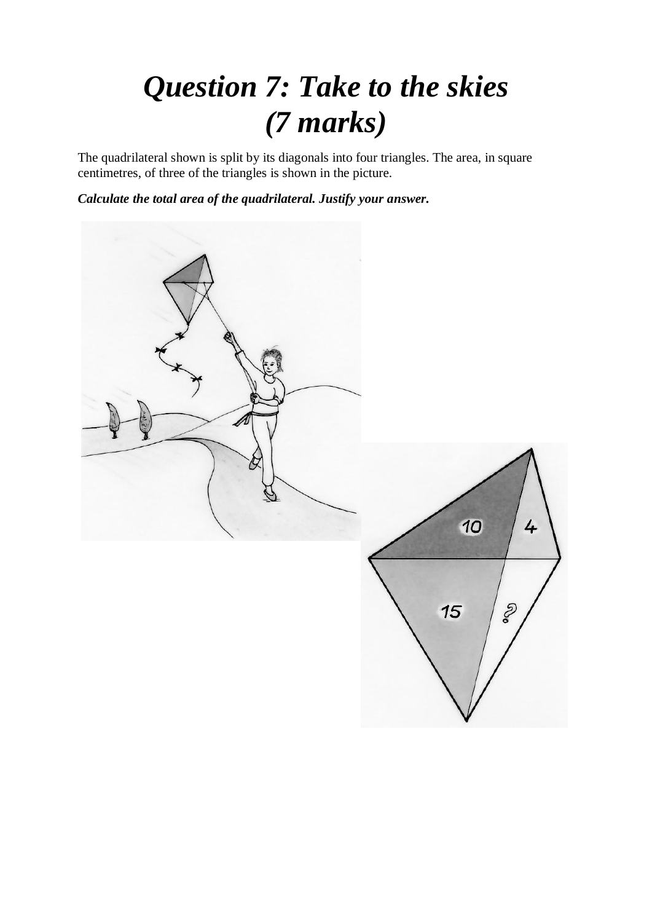# *Question 7: Take to the skies (7 marks)*

The quadrilateral shown is split by its diagonals into four triangles. The area, in square centimetres, of three of the triangles is shown in the picture.

***Calculate the total area of the quadrilateral. Justify your answer.***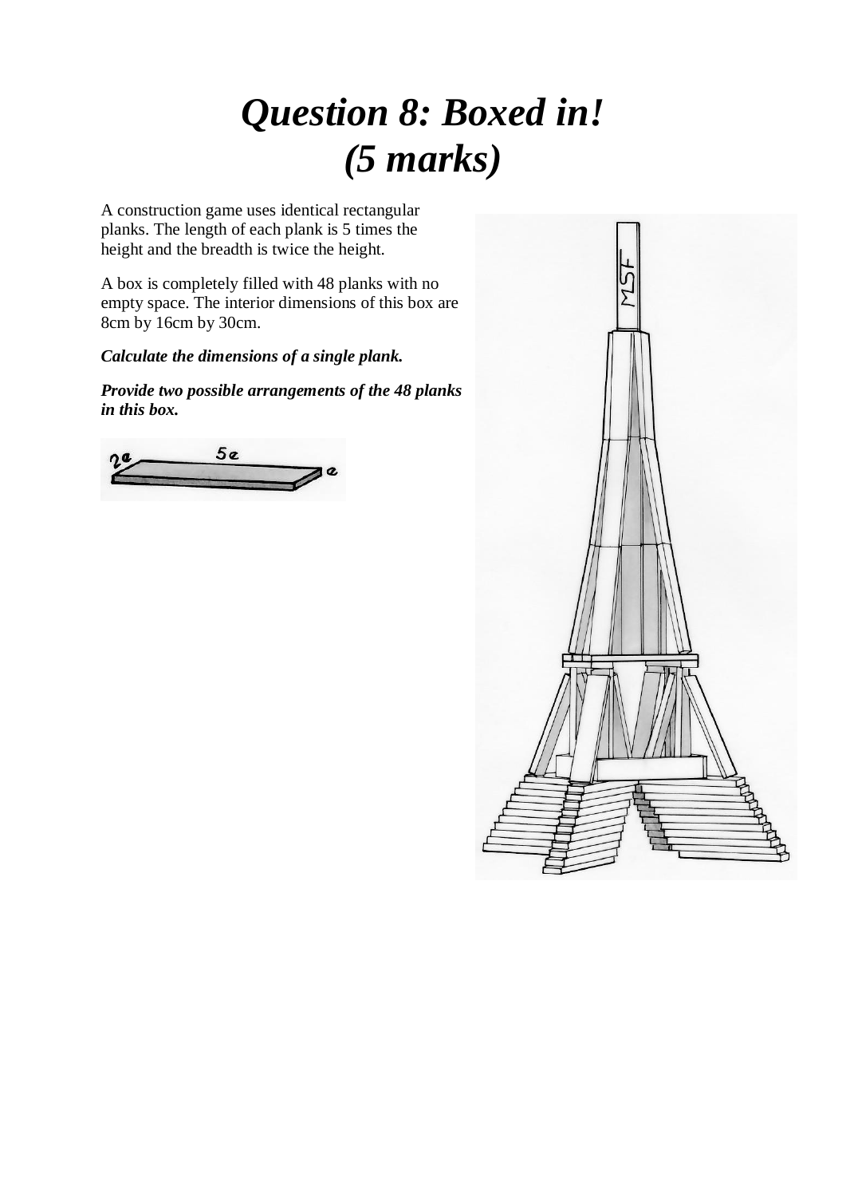# *Question 8: Boxed in!*
# *(5 marks)*

A construction game uses identical rectangular planks. The length of each plank is 5 times the height and the breadth is twice the height.

A box is completely filled with 48 planks with no empty space. The interior dimensions of this box are 8cm by 16cm by 30cm.

***Calculate the dimensions of a single plank.***

***Provide two possible arrangements of the 48 planks in this box.***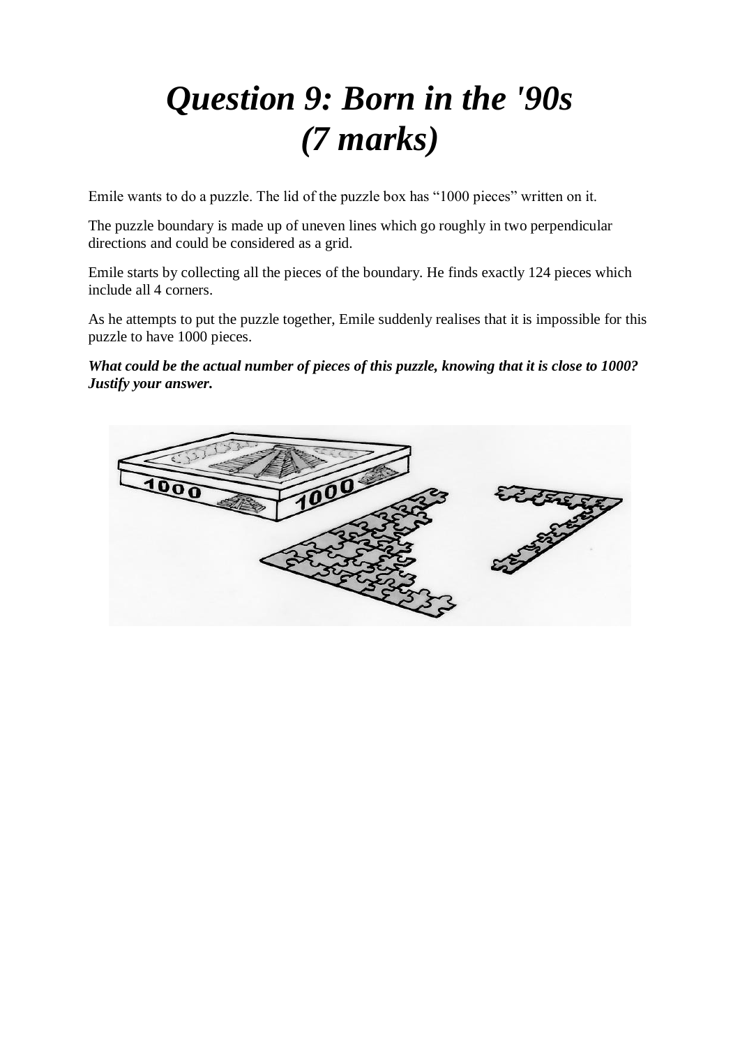# *Question 9: Born in the '90s*
# *(7 marks)*

Emile wants to do a puzzle. The lid of the puzzle box has “1000 pieces” written on it.

The puzzle boundary is made up of uneven lines which go roughly in two perpendicular directions and could be considered as a grid.

Emile starts by collecting all the pieces of the boundary. He finds exactly 124 pieces which include all 4 corners.

As he attempts to put the puzzle together, Emile suddenly realises that it is impossible for this puzzle to have 1000 pieces.

***What could be the actual number of pieces of this puzzle, knowing that it is close to 1000? Justify your answer.***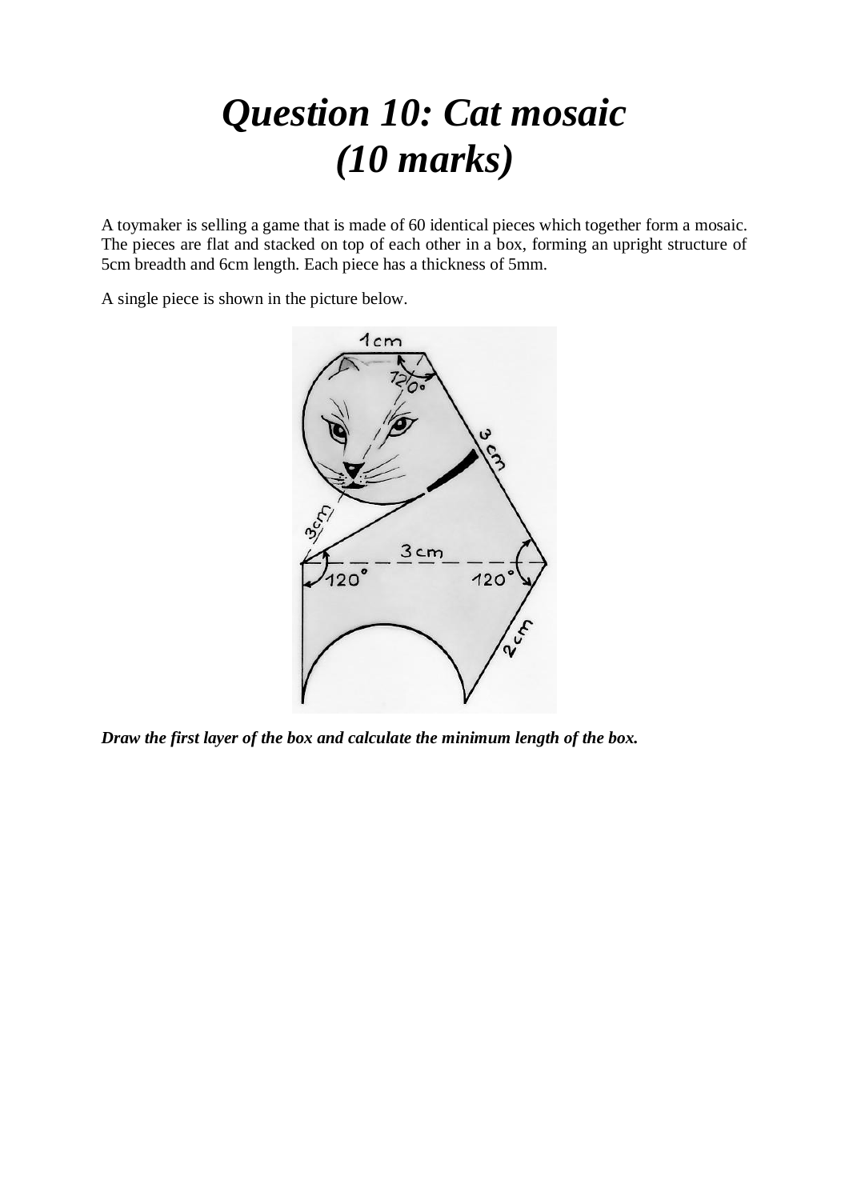# *Question 10: Cat mosaic*
# *(10 marks)*

A toymaker is selling a game that is made of 60 identical pieces which together form a mosaic. The pieces are flat and stacked on top of each other in a box, forming an upright structure of 5cm breadth and 6cm length. Each piece has a thickness of 5mm.

A single piece is shown in the picture below.

***Draw the first layer of the box and calculate the minimum length of the box.***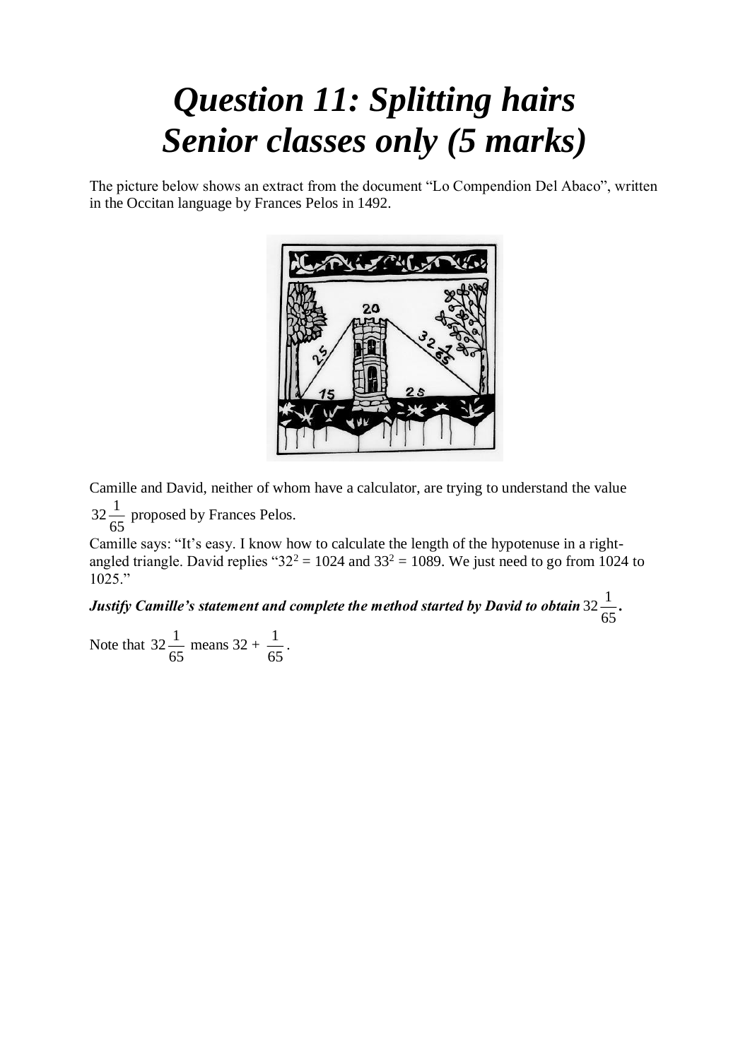# Question 11: Splitting hairs
# Senior classes only (5 marks)

The picture below shows an extract from the document "Lo Compendion Del Abaco", written in the Occitan language by Frances Pelos in 1492.

Camille and David, neither of whom have a calculator, are trying to understand the value $32\frac{1}{65}$ proposed by Frances Pelos.

Camille says: "It's easy. I know how to calculate the length of the hypotenuse in a right-angled triangle. David replies "$32^2 = 1024$ and $33^2 = 1089$. We just need to go from 1024 to 1025."

***Justify Camille's statement and complete the method started by David to obtain*** $32\frac{1}{65}$**.**

Note that $32\frac{1}{65}$ means $32 + \frac{1}{65}$.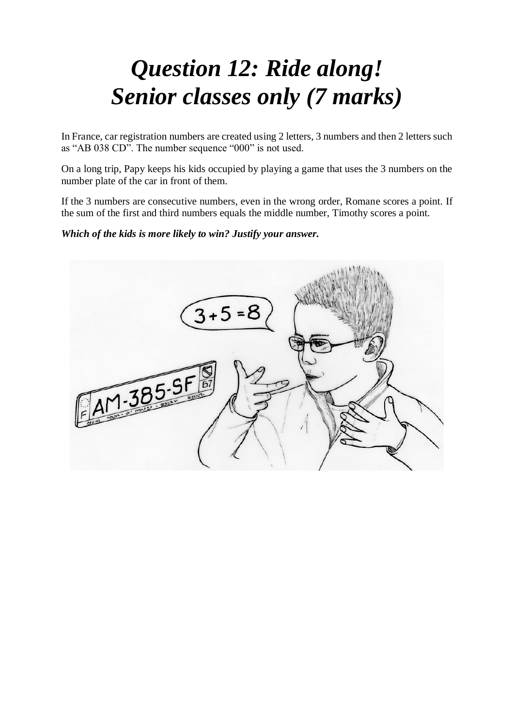# *Question 12: Ride along!*
# *Senior classes only (7 marks)*

In France, car registration numbers are created using 2 letters, 3 numbers and then 2 letters such as “AB 038 CD”. The number sequence “000” is not used.

On a long trip, Papy keeps his kids occupied by playing a game that uses the 3 numbers on the number plate of the car in front of them.

If the 3 numbers are consecutive numbers, even in the wrong order, Romane scores a point. If the sum of the first and third numbers equals the middle number, Timothy scores a point.

***Which of the kids is more likely to win? Justify your answer.***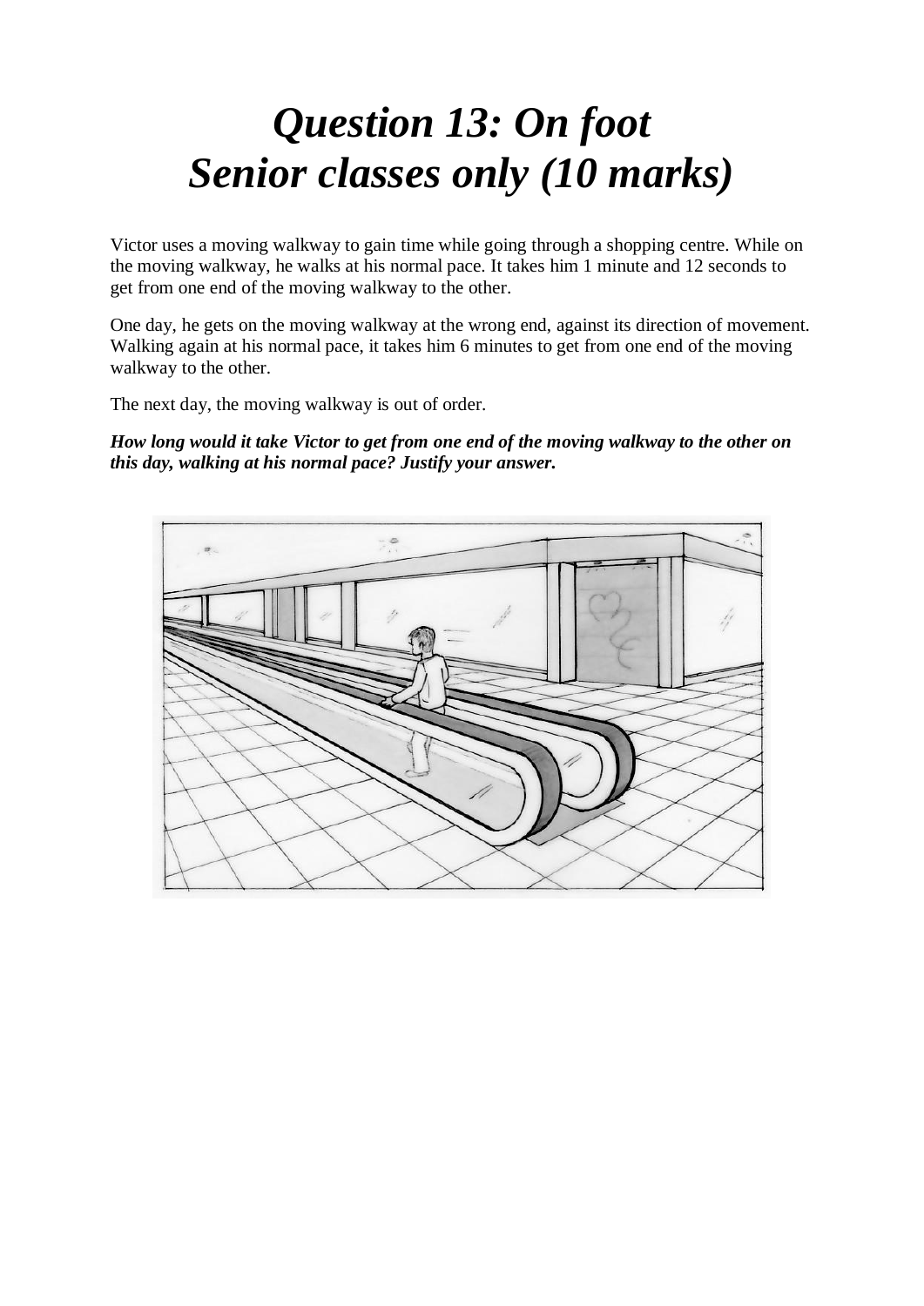# *Question 13: On foot*
# *Senior classes only (10 marks)*

Victor uses a moving walkway to gain time while going through a shopping centre. While on the moving walkway, he walks at his normal pace. It takes him 1 minute and 12 seconds to get from one end of the moving walkway to the other.

One day, he gets on the moving walkway at the wrong end, against its direction of movement. Walking again at his normal pace, it takes him 6 minutes to get from one end of the moving walkway to the other.

The next day, the moving walkway is out of order.

***How long would it take Victor to get from one end of the moving walkway to the other on this day, walking at his normal pace? Justify your answer.***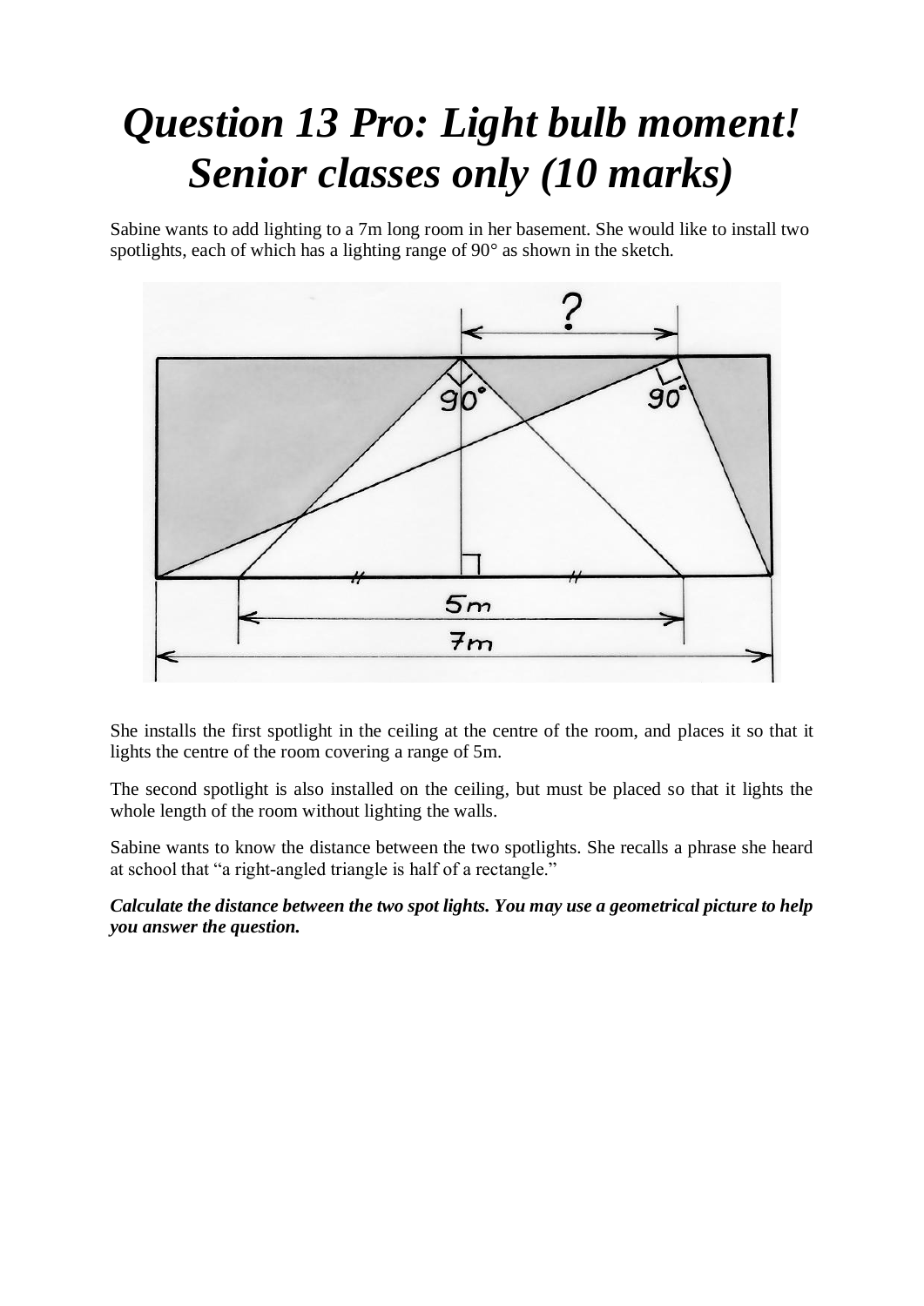# *Question 13 Pro: Light bulb moment! Senior classes only (10 marks)*

Sabine wants to add lighting to a 7m long room in her basement. She would like to install two spotlights, each of which has a lighting range of 90° as shown in the sketch.

?

90°

90°

5m

7m

She installs the first spotlight in the ceiling at the centre of the room, and places it so that it lights the centre of the room covering a range of 5m.

The second spotlight is also installed on the ceiling, but must be placed so that it lights the whole length of the room without lighting the walls.

Sabine wants to know the distance between the two spotlights. She recalls a phrase she heard at school that "a right-angled triangle is half of a rectangle."

***Calculate the distance between the two spot lights. You may use a geometrical picture to help you answer the question.***